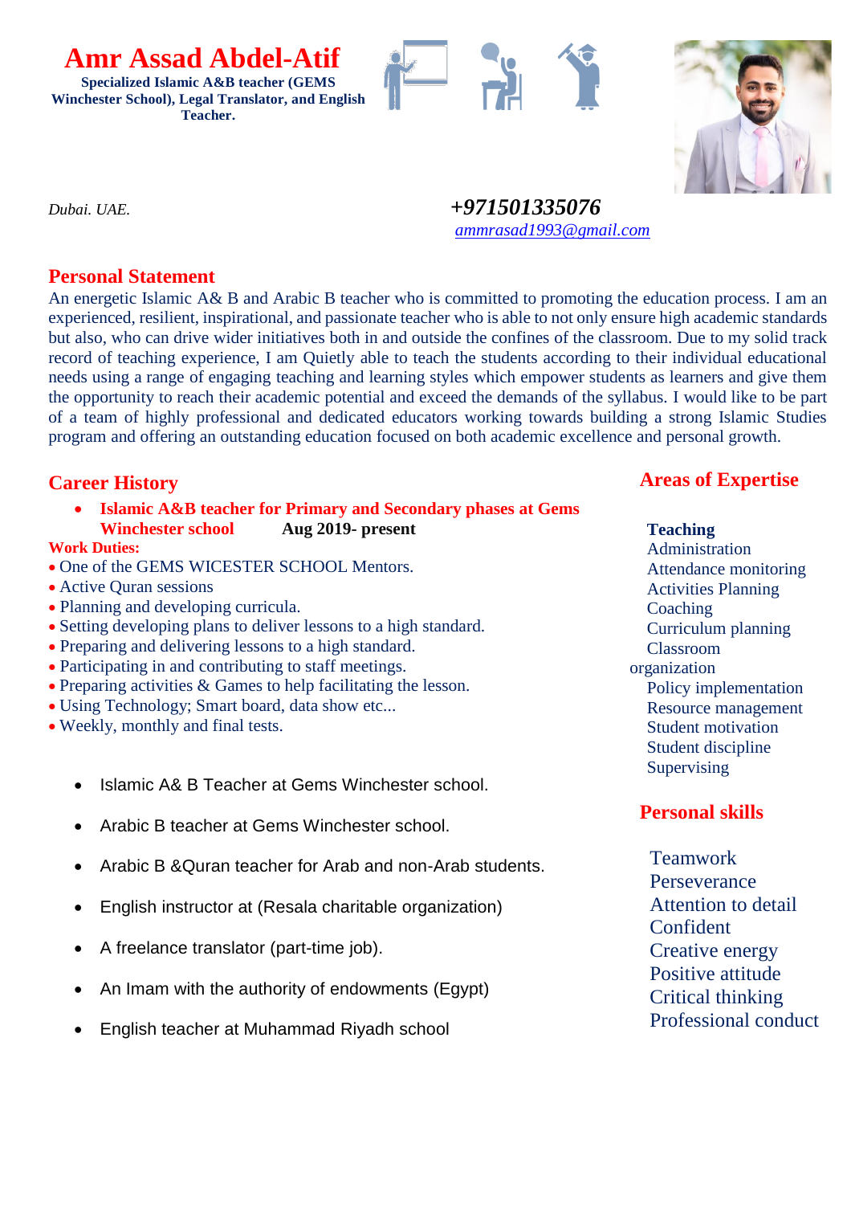# Amr Assad Abdel-Atif

**Specialized Islamic A&B teacher (GEMS Winchester School), Legal Translator, and English Teacher.**

*Dubai. UAE.*

***+971501335076***

*ammrasad1993@gmail.com*

## Personal Statement

An energetic Islamic A& B and Arabic B teacher who is committed to promoting the education process. I am an experienced, resilient, inspirational, and passionate teacher who is able to not only ensure high academic standards but also, who can drive wider initiatives both in and outside the confines of the classroom. Due to my solid track record of teaching experience, I am Quietly able to teach the students according to their individual educational needs using a range of engaging teaching and learning styles which empower students as learners and give them the opportunity to reach their academic potential and exceed the demands of the syllabus. I would like to be part of a team of highly professional and dedicated educators working towards building a strong Islamic Studies program and offering an outstanding education focused on both academic excellence and personal growth.

## Career History

- **Islamic A&B teacher for Primary and Secondary phases at Gems Winchester school** **Aug 2019- present**

**Work Duties:**

- One of the GEMS WICESTER SCHOOL Mentors.
- Active Quran sessions
- Planning and developing curricula.
- Setting developing plans to deliver lessons to a high standard.
- Preparing and delivering lessons to a high standard.
- Participating in and contributing to staff meetings.
- Preparing activities & Games to help facilitating the lesson.
- Using Technology; Smart board, data show etc...
- Weekly, monthly and final tests.

- Islamic A& B Teacher at Gems Winchester school.
- Arabic B teacher at Gems Winchester school.
- Arabic B &Quran teacher for Arab and non-Arab students.
- English instructor at (Resala charitable organization)
- A freelance translator (part-time job).
- An Imam with the authority of endowments (Egypt)
- English teacher at Muhammad Riyadh school

## Areas of Expertise

**Teaching**

Administration
Attendance monitoring
Activities Planning
Coaching
Curriculum planning
Classroom organization
Policy implementation
Resource management
Student motivation
Student discipline
Supervising

## Personal skills

Teamwork
Perseverance
Attention to detail
Confident
Creative energy
Positive attitude
Critical thinking
Professional conduct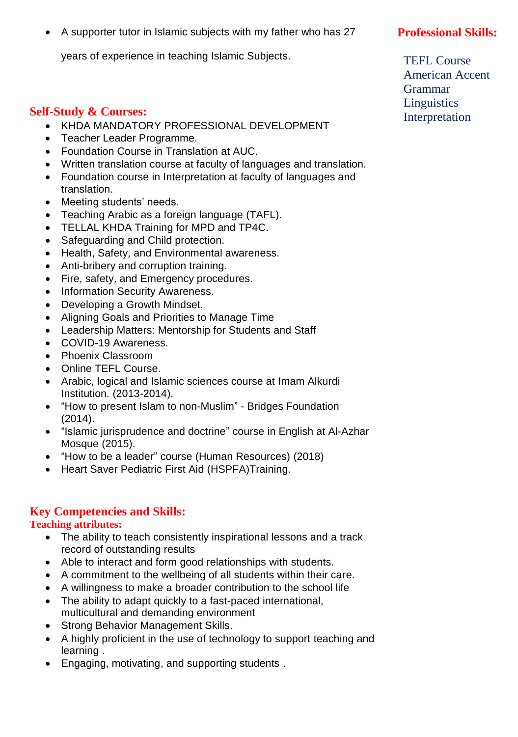- A supporter tutor in Islamic subjects with my father who has 27 years of experience in teaching Islamic Subjects.

## Self-Study & Courses:

- KHDA MANDATORY PROFESSIONAL DEVELOPMENT
- Teacher Leader Programme.
- Foundation Course in Translation at AUC.
- Written translation course at faculty of languages and translation.
- Foundation course in Interpretation at faculty of languages and translation.
- Meeting students' needs.
- Teaching Arabic as a foreign language (TAFL).
- TELLAL KHDA Training for MPD and TP4C.
- Safeguarding and Child protection.
- Health, Safety, and Environmental awareness.
- Anti-bribery and corruption training.
- Fire, safety, and Emergency procedures.
- Information Security Awareness.
- Developing a Growth Mindset.
- Aligning Goals and Priorities to Manage Time
- Leadership Matters: Mentorship for Students and Staff
- COVID-19 Awareness.
- Phoenix Classroom
- Online TEFL Course.
- Arabic, logical and Islamic sciences course at Imam Alkurdi Institution. (2013-2014).
- "How to present Islam to non-Muslim" - Bridges Foundation (2014).
- "Islamic jurisprudence and doctrine" course in English at Al-Azhar Mosque (2015).
- "How to be a leader" course (Human Resources) (2018)
- Heart Saver Pediatric First Aid (HSPFA)Training.

## Key Competencies and Skills:

### Teaching attributes:

- The ability to teach consistently inspirational lessons and a track record of outstanding results
- Able to interact and form good relationships with students.
- A commitment to the wellbeing of all students within their care.
- A willingness to make a broader contribution to the school life
- The ability to adapt quickly to a fast-paced international, multicultural and demanding environment
- Strong Behavior Management Skills.
- A highly proficient in the use of technology to support teaching and learning .
- Engaging, motivating, and supporting students .

## Professional Skills:

TEFL Course
American Accent
Grammar
Linguistics
Interpretation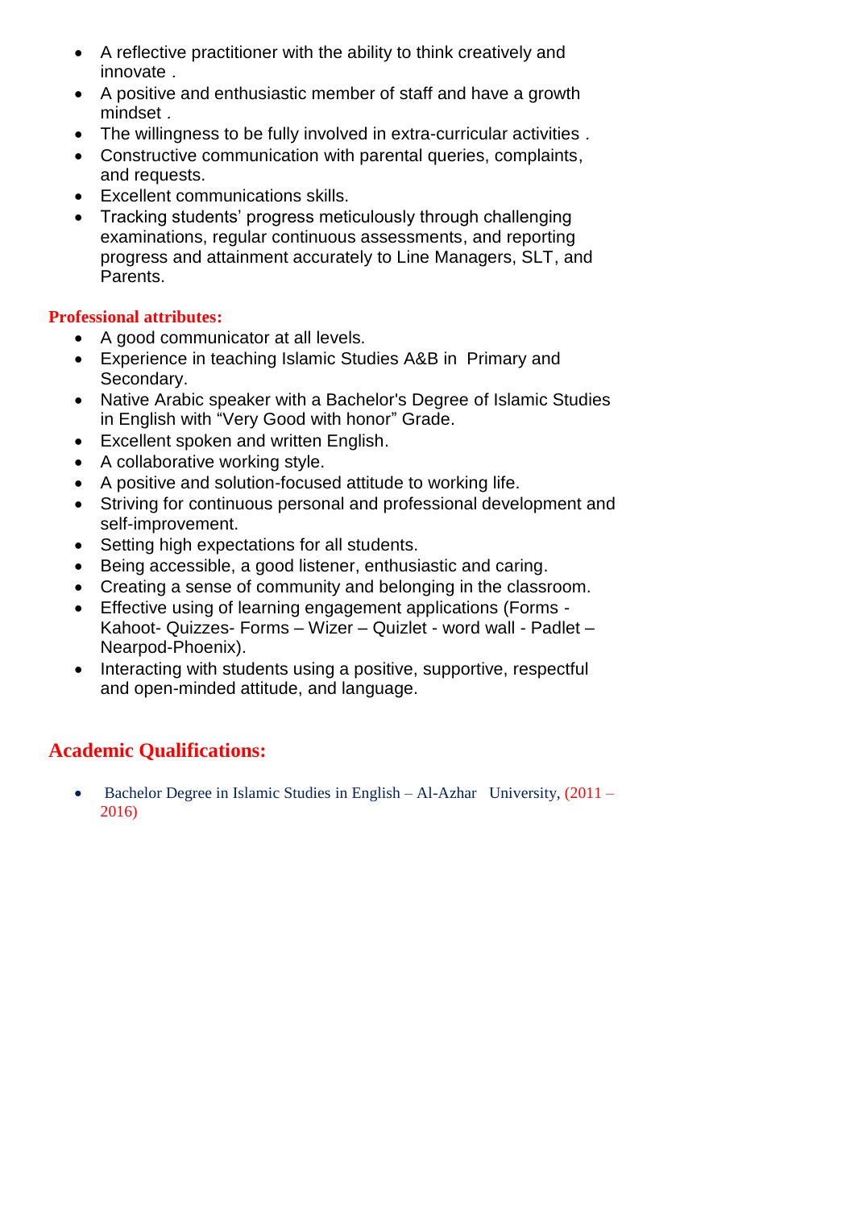- A reflective practitioner with the ability to think creatively and innovate .
- A positive and enthusiastic member of staff and have a growth mindset .
- The willingness to be fully involved in extra-curricular activities .
- Constructive communication with parental queries, complaints, and requests.
- Excellent communications skills.
- Tracking students' progress meticulously through challenging examinations, regular continuous assessments, and reporting progress and attainment accurately to Line Managers, SLT, and Parents.

**Professional attributes:**

- A good communicator at all levels.
- Experience in teaching Islamic Studies A&B in Primary and Secondary.
- Native Arabic speaker with a Bachelor's Degree of Islamic Studies in English with "Very Good with honor" Grade.
- Excellent spoken and written English.
- A collaborative working style.
- A positive and solution-focused attitude to working life.
- Striving for continuous personal and professional development and self-improvement.
- Setting high expectations for all students.
- Being accessible, a good listener, enthusiastic and caring.
- Creating a sense of community and belonging in the classroom.
- Effective using of learning engagement applications (Forms - Kahoot- Quizzes- Forms – Wizer – Quizlet - word wall - Padlet – Nearpod-Phoenix).
- Interacting with students using a positive, supportive, respectful and open-minded attitude, and language.

## Academic Qualifications:

- Bachelor Degree in Islamic Studies in English – Al-Azhar University, (2011 – 2016)